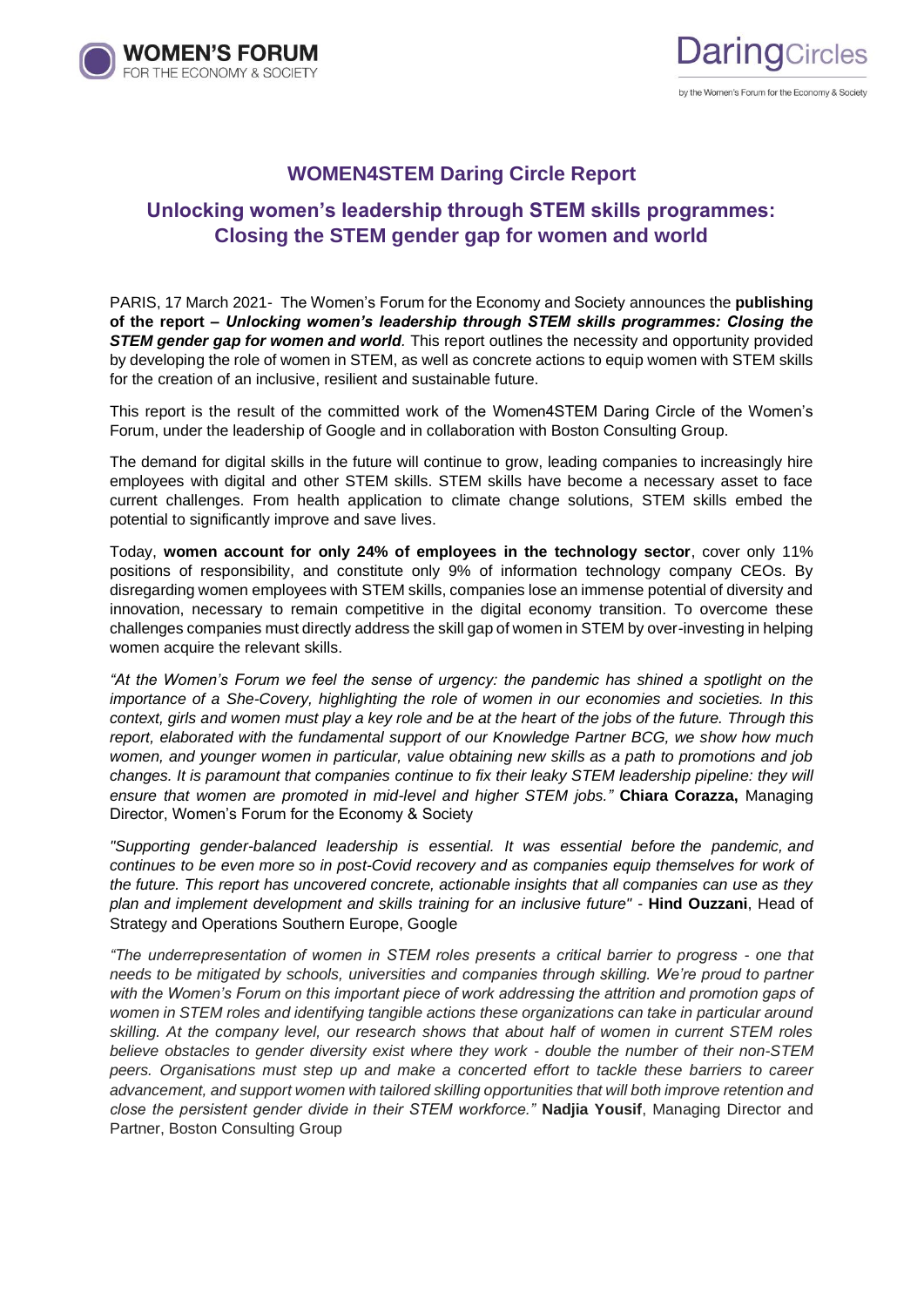## WOMEN4STEM Daring Circle Report

## Unlocking women's leadership through STEM skills programmes: Closing the STEM gender gap for women and world

PARIS, 17 March 2021- The Women's Forum for the Economy and Society announces the **publishing of the report –** ***Unlocking women's leadership through STEM skills programmes: Closing the STEM gender gap for women and world***. This report outlines the necessity and opportunity provided by developing the role of women in STEM, as well as concrete actions to equip women with STEM skills for the creation of an inclusive, resilient and sustainable future.

This report is the result of the committed work of the Women4STEM Daring Circle of the Women's Forum, under the leadership of Google and in collaboration with Boston Consulting Group.

The demand for digital skills in the future will continue to grow, leading companies to increasingly hire employees with digital and other STEM skills. STEM skills have become a necessary asset to face current challenges. From health application to climate change solutions, STEM skills embed the potential to significantly improve and save lives.

Today, **women account for only 24% of employees in the technology sector**, cover only 11% positions of responsibility, and constitute only 9% of information technology company CEOs. By disregarding women employees with STEM skills, companies lose an immense potential of diversity and innovation, necessary to remain competitive in the digital economy transition. To overcome these challenges companies must directly address the skill gap of women in STEM by over-investing in helping women acquire the relevant skills.

*"At the Women's Forum we feel the sense of urgency: the pandemic has shined a spotlight on the importance of a She-Covery, highlighting the role of women in our economies and societies. In this context, girls and women must play a key role and be at the heart of the jobs of the future. Through this report, elaborated with the fundamental support of our Knowledge Partner BCG, we show how much women, and younger women in particular, value obtaining new skills as a path to promotions and job changes. It is paramount that companies continue to fix their leaky STEM leadership pipeline: they will ensure that women are promoted in mid-level and higher STEM jobs."* **Chiara Corazza,** Managing Director, Women's Forum for the Economy & Society

*"Supporting gender-balanced leadership is essential. It was essential before the pandemic, and continues to be even more so in post-Covid recovery and as companies equip themselves for work of the future. This report has uncovered concrete, actionable insights that all companies can use as they plan and implement development and skills training for an inclusive future"* - **Hind Ouzzani**, Head of Strategy and Operations Southern Europe, Google

*"The underrepresentation of women in STEM roles presents a critical barrier to progress - one that needs to be mitigated by schools, universities and companies through skilling. We're proud to partner with the Women's Forum on this important piece of work addressing the attrition and promotion gaps of women in STEM roles and identifying tangible actions these organizations can take in particular around skilling. At the company level, our research shows that about half of women in current STEM roles believe obstacles to gender diversity exist where they work - double the number of their non-STEM peers. Organisations must step up and make a concerted effort to tackle these barriers to career advancement, and support women with tailored skilling opportunities that will both improve retention and close the persistent gender divide in their STEM workforce."* **Nadjia Yousif**, Managing Director and Partner, Boston Consulting Group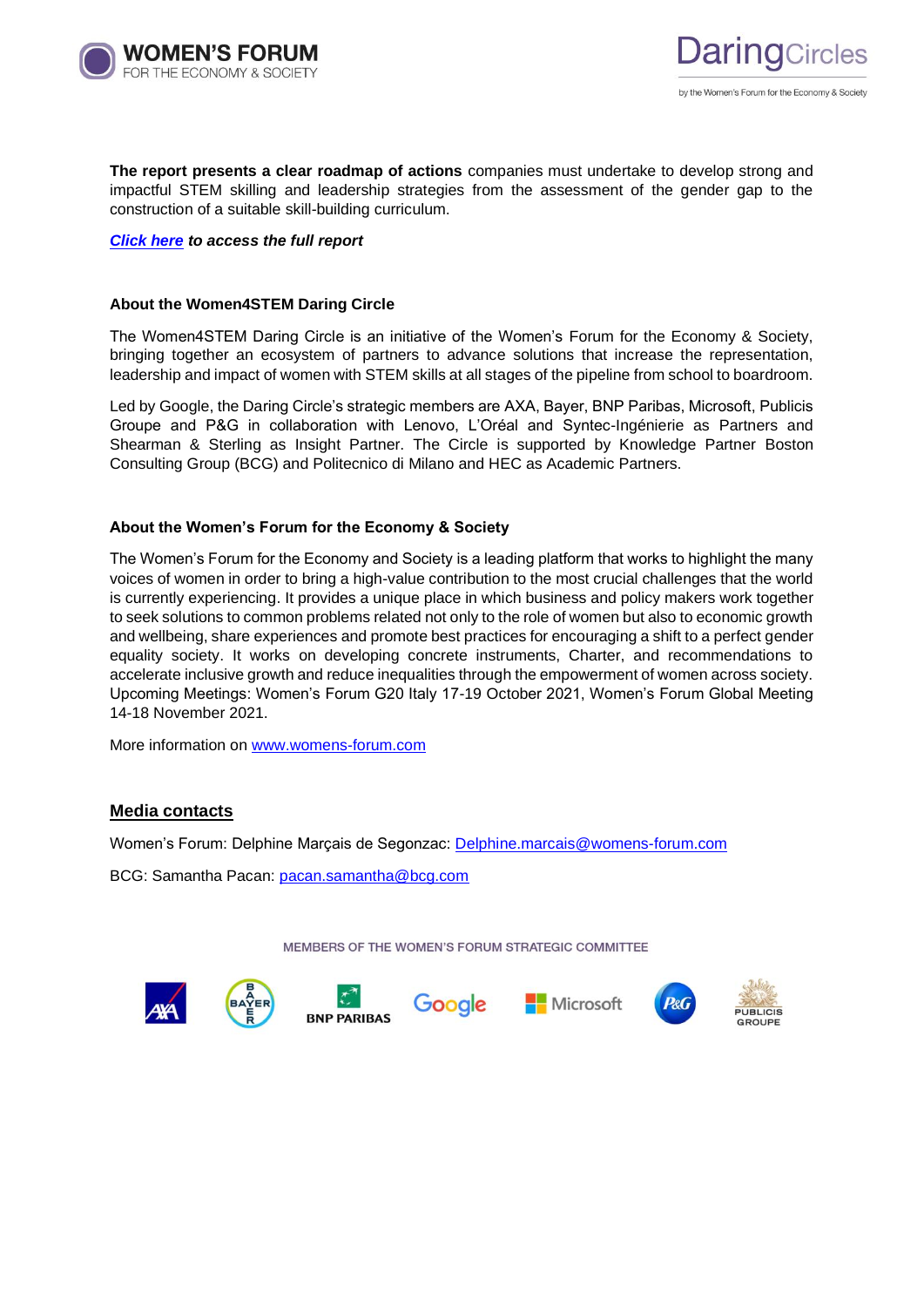**The report presents a clear roadmap of actions** companies must undertake to develop strong and impactful STEM skilling and leadership strategies from the assessment of the gender gap to the construction of a suitable skill-building curriculum.

***Click here** to access the full report*

### About the Women4STEM Daring Circle

The Women4STEM Daring Circle is an initiative of the Women's Forum for the Economy & Society, bringing together an ecosystem of partners to advance solutions that increase the representation, leadership and impact of women with STEM skills at all stages of the pipeline from school to boardroom.

Led by Google, the Daring Circle's strategic members are AXA, Bayer, BNP Paribas, Microsoft, Publicis Groupe and P&G in collaboration with Lenovo, L'Oréal and Syntec-Ingénierie as Partners and Shearman & Sterling as Insight Partner. The Circle is supported by Knowledge Partner Boston Consulting Group (BCG) and Politecnico di Milano and HEC as Academic Partners.

### About the Women's Forum for the Economy & Society

The Women's Forum for the Economy and Society is a leading platform that works to highlight the many voices of women in order to bring a high-value contribution to the most crucial challenges that the world is currently experiencing. It provides a unique place in which business and policy makers work together to seek solutions to common problems related not only to the role of women but also to economic growth and wellbeing, share experiences and promote best practices for encouraging a shift to a perfect gender equality society. It works on developing concrete instruments, Charter, and recommendations to accelerate inclusive growth and reduce inequalities through the empowerment of women across society. Upcoming Meetings: Women's Forum G20 Italy 17-19 October 2021, Women's Forum Global Meeting 14-18 November 2021.

More information on www.womens-forum.com

## Media contacts

Women's Forum: Delphine Marçais de Segonzac: Delphine.marcais@womens-forum.com

BCG: Samantha Pacan: pacan.samantha@bcg.com

MEMBERS OF THE WOMEN'S FORUM STRATEGIC COMMITTEE

AXA · BAYER · BNP PARIBAS · Google · Microsoft · P&G · PUBLICIS GROUPE